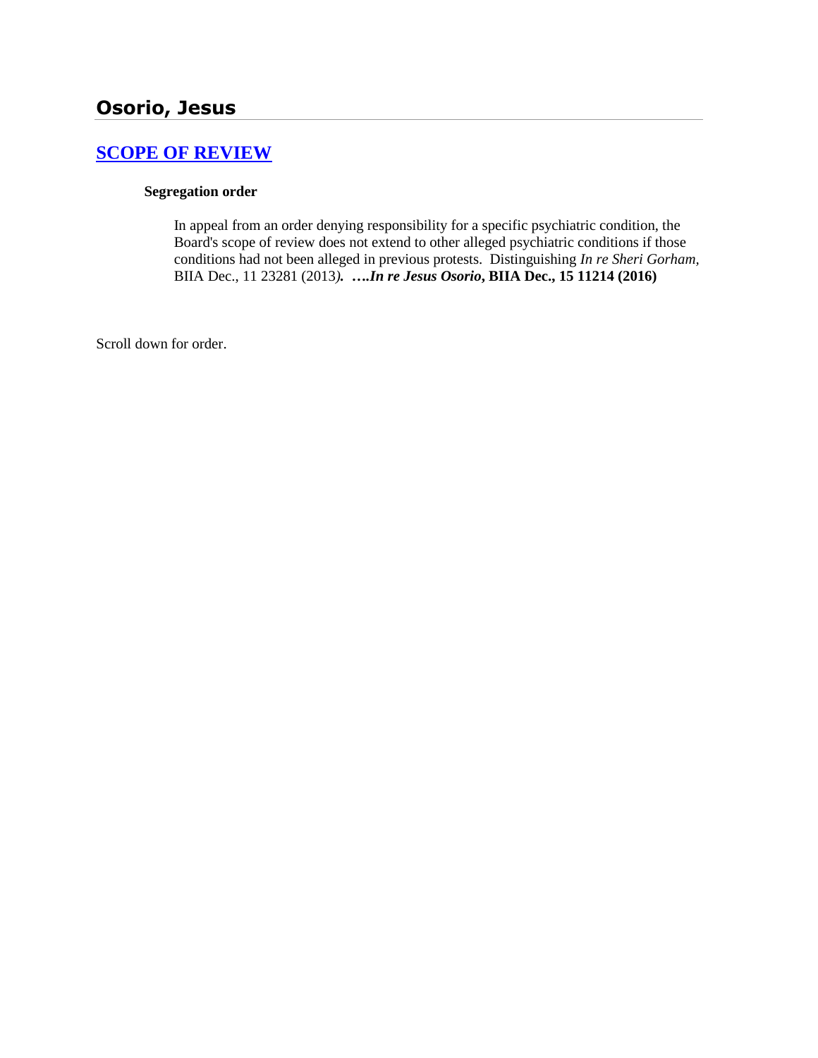## Osorio, Jesus

### [SCOPE OF REVIEW]

**Segregation order**

In appeal from an order denying responsibility for a specific psychiatric condition, the Board's scope of review does not extend to other alleged psychiatric conditions if those conditions had not been alleged in previous protests. Distinguishing *In re Sheri Gorham*, BIIA Dec., 11 23281 (2013). **….*In re Jesus Osorio*, BIIA Dec., 15 11214 (2016)**

Scroll down for order.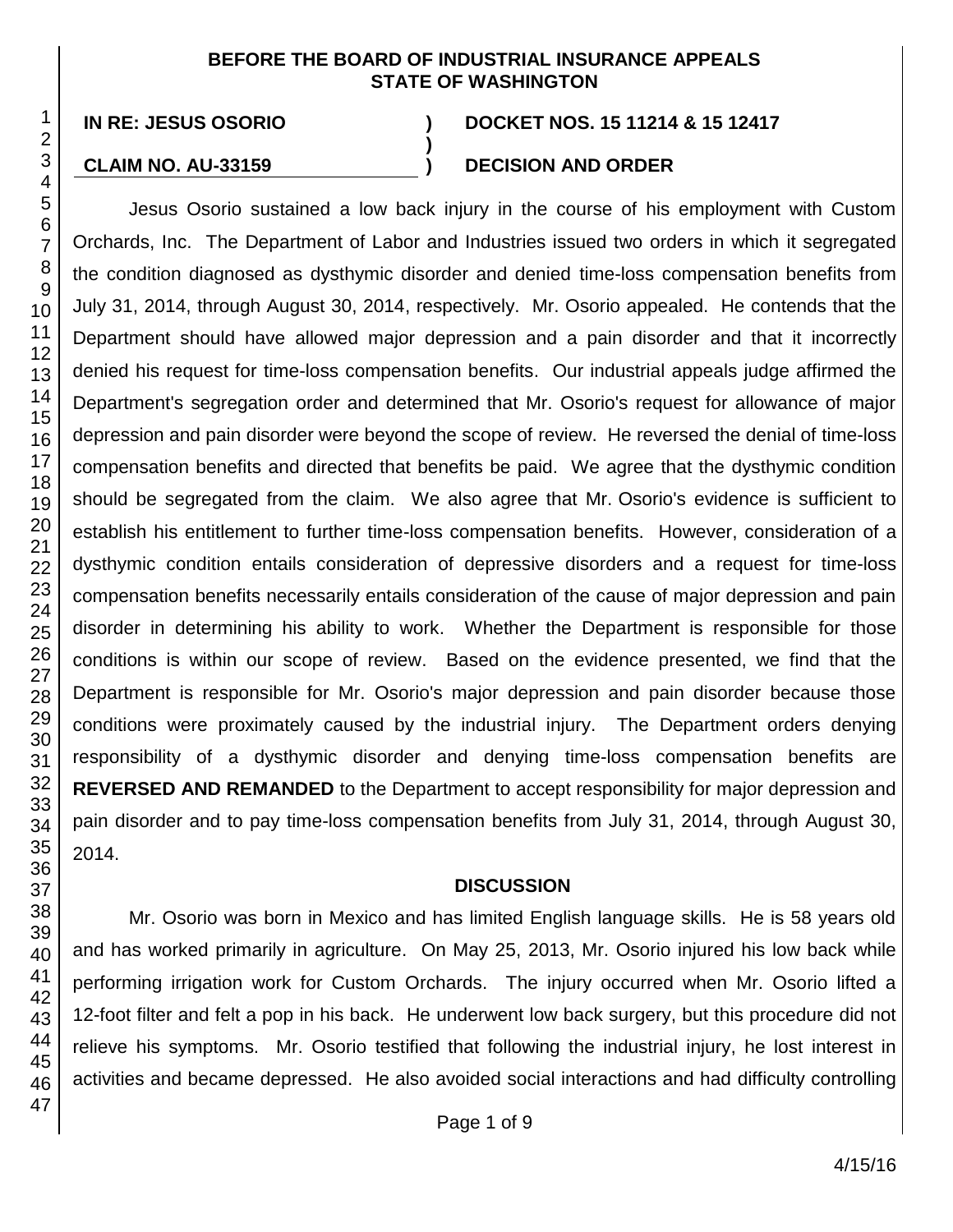**BEFORE THE BOARD OF INDUSTRIAL INSURANCE APPEALS**
**STATE OF WASHINGTON**

**IN RE: JESUS OSORIO** ) **DOCKET NOS. 15 11214 & 15 12417**
)
**CLAIM NO. AU-33159** ) **DECISION AND ORDER**

Jesus Osorio sustained a low back injury in the course of his employment with Custom Orchards, Inc. The Department of Labor and Industries issued two orders in which it segregated the condition diagnosed as dysthymic disorder and denied time-loss compensation benefits from July 31, 2014, through August 30, 2014, respectively. Mr. Osorio appealed. He contends that the Department should have allowed major depression and a pain disorder and that it incorrectly denied his request for time-loss compensation benefits. Our industrial appeals judge affirmed the Department's segregation order and determined that Mr. Osorio's request for allowance of major depression and pain disorder were beyond the scope of review. He reversed the denial of time-loss compensation benefits and directed that benefits be paid. We agree that the dysthymic condition should be segregated from the claim. We also agree that Mr. Osorio's evidence is sufficient to establish his entitlement to further time-loss compensation benefits. However, consideration of a dysthymic condition entails consideration of depressive disorders and a request for time-loss compensation benefits necessarily entails consideration of the cause of major depression and pain disorder in determining his ability to work. Whether the Department is responsible for those conditions is within our scope of review. Based on the evidence presented, we find that the Department is responsible for Mr. Osorio's major depression and pain disorder because those conditions were proximately caused by the industrial injury. The Department orders denying responsibility of a dysthymic disorder and denying time-loss compensation benefits are **REVERSED AND REMANDED** to the Department to accept responsibility for major depression and pain disorder and to pay time-loss compensation benefits from July 31, 2014, through August 30, 2014.

## DISCUSSION

Mr. Osorio was born in Mexico and has limited English language skills. He is 58 years old and has worked primarily in agriculture. On May 25, 2013, Mr. Osorio injured his low back while performing irrigation work for Custom Orchards. The injury occurred when Mr. Osorio lifted a 12-foot filter and felt a pop in his back. He underwent low back surgery, but this procedure did not relieve his symptoms. Mr. Osorio testified that following the industrial injury, he lost interest in activities and became depressed. He also avoided social interactions and had difficulty controlling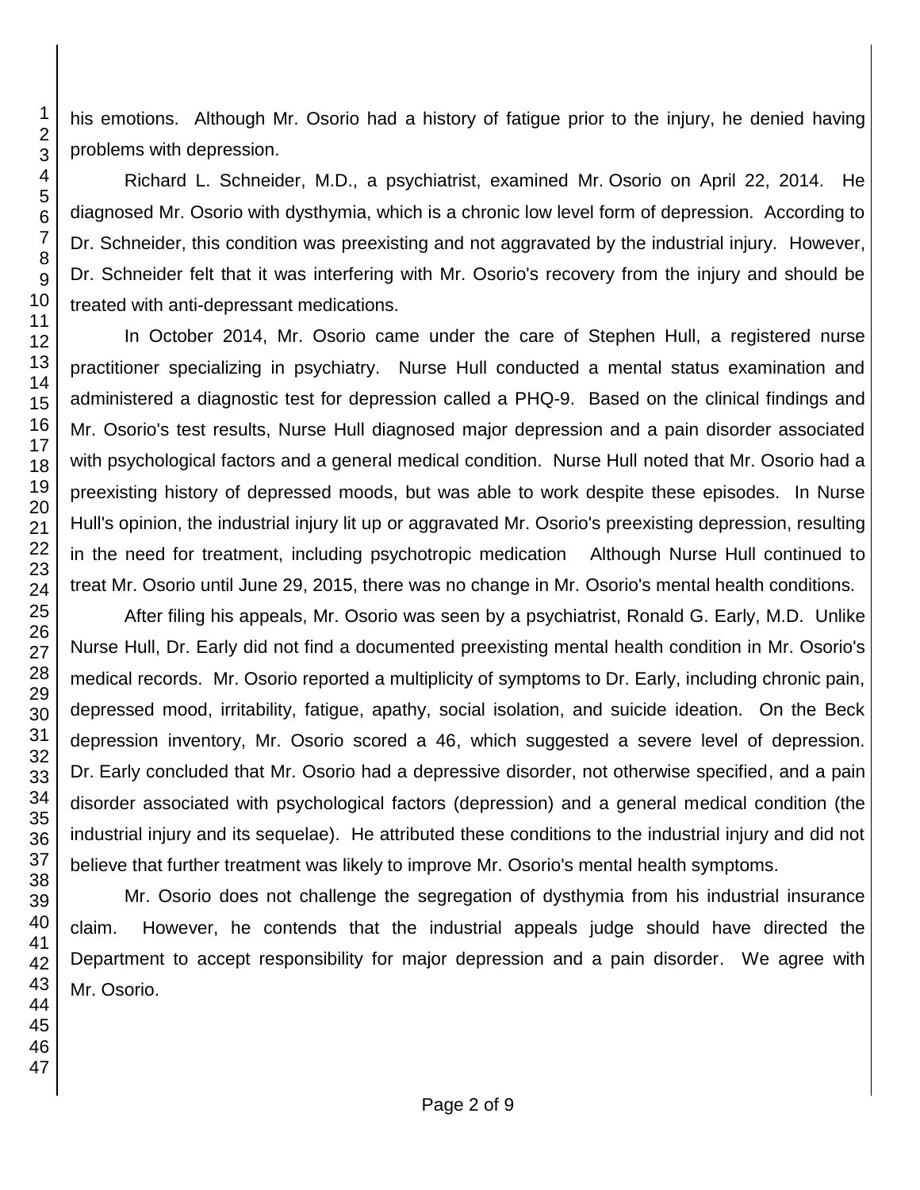his emotions. Although Mr. Osorio had a history of fatigue prior to the injury, he denied having problems with depression.

Richard L. Schneider, M.D., a psychiatrist, examined Mr. Osorio on April 22, 2014. He diagnosed Mr. Osorio with dysthymia, which is a chronic low level form of depression. According to Dr. Schneider, this condition was preexisting and not aggravated by the industrial injury. However, Dr. Schneider felt that it was interfering with Mr. Osorio's recovery from the injury and should be treated with anti-depressant medications.

In October 2014, Mr. Osorio came under the care of Stephen Hull, a registered nurse practitioner specializing in psychiatry. Nurse Hull conducted a mental status examination and administered a diagnostic test for depression called a PHQ-9. Based on the clinical findings and Mr. Osorio's test results, Nurse Hull diagnosed major depression and a pain disorder associated with psychological factors and a general medical condition. Nurse Hull noted that Mr. Osorio had a preexisting history of depressed moods, but was able to work despite these episodes. In Nurse Hull's opinion, the industrial injury lit up or aggravated Mr. Osorio's preexisting depression, resulting in the need for treatment, including psychotropic medication Although Nurse Hull continued to treat Mr. Osorio until June 29, 2015, there was no change in Mr. Osorio's mental health conditions.

After filing his appeals, Mr. Osorio was seen by a psychiatrist, Ronald G. Early, M.D. Unlike Nurse Hull, Dr. Early did not find a documented preexisting mental health condition in Mr. Osorio's medical records. Mr. Osorio reported a multiplicity of symptoms to Dr. Early, including chronic pain, depressed mood, irritability, fatigue, apathy, social isolation, and suicide ideation. On the Beck depression inventory, Mr. Osorio scored a 46, which suggested a severe level of depression. Dr. Early concluded that Mr. Osorio had a depressive disorder, not otherwise specified, and a pain disorder associated with psychological factors (depression) and a general medical condition (the industrial injury and its sequelae). He attributed these conditions to the industrial injury and did not believe that further treatment was likely to improve Mr. Osorio's mental health symptoms.

Mr. Osorio does not challenge the segregation of dysthymia from his industrial insurance claim. However, he contends that the industrial appeals judge should have directed the Department to accept responsibility for major depression and a pain disorder. We agree with Mr. Osorio.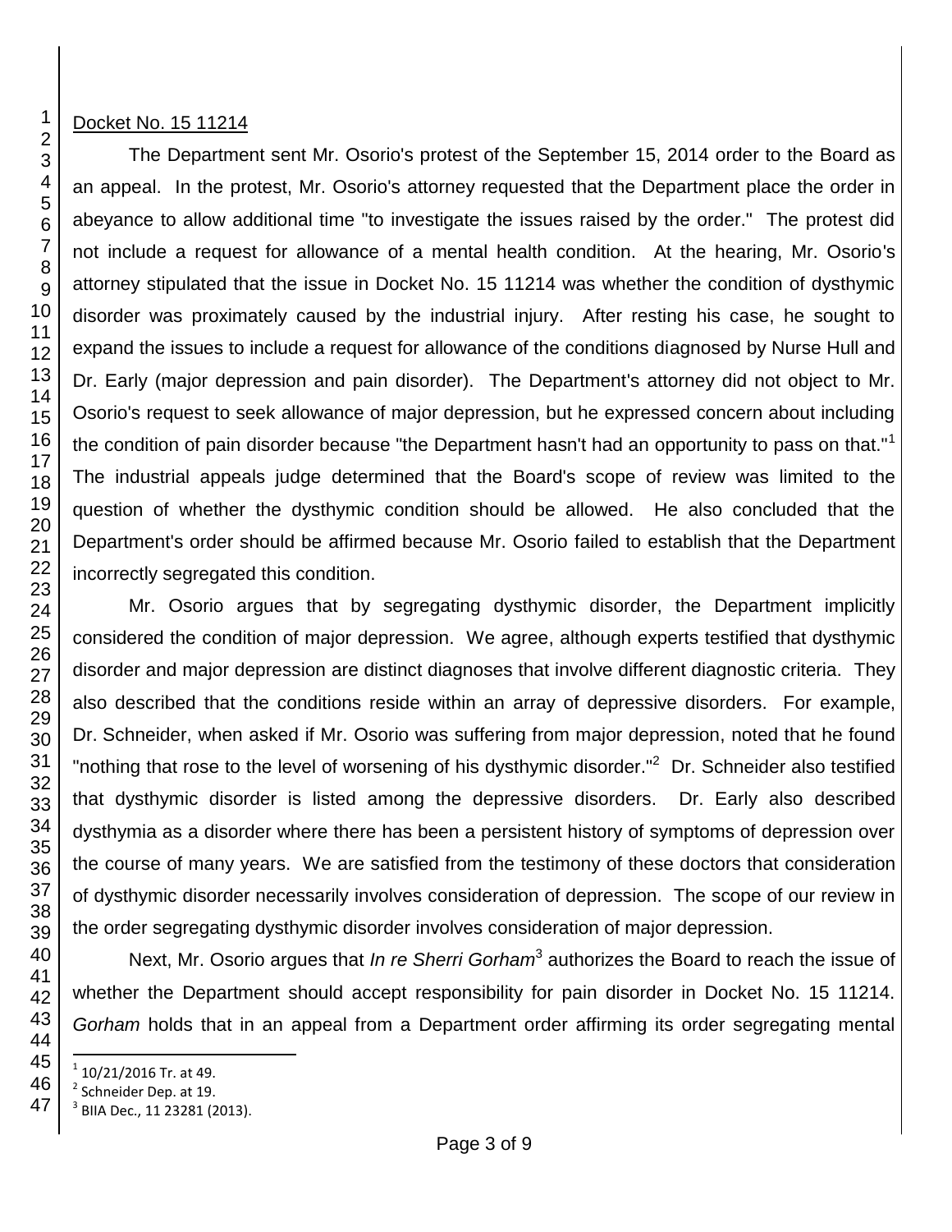Docket No. 15 11214

The Department sent Mr. Osorio's protest of the September 15, 2014 order to the Board as an appeal. In the protest, Mr. Osorio's attorney requested that the Department place the order in abeyance to allow additional time "to investigate the issues raised by the order." The protest did not include a request for allowance of a mental health condition. At the hearing, Mr. Osorio's attorney stipulated that the issue in Docket No. 15 11214 was whether the condition of dysthymic disorder was proximately caused by the industrial injury. After resting his case, he sought to expand the issues to include a request for allowance of the conditions diagnosed by Nurse Hull and Dr. Early (major depression and pain disorder). The Department's attorney did not object to Mr. Osorio's request to seek allowance of major depression, but he expressed concern about including the condition of pain disorder because "the Department hasn't had an opportunity to pass on that."[1] The industrial appeals judge determined that the Board's scope of review was limited to the question of whether the dysthymic condition should be allowed. He also concluded that the Department's order should be affirmed because Mr. Osorio failed to establish that the Department incorrectly segregated this condition.

Mr. Osorio argues that by segregating dysthymic disorder, the Department implicitly considered the condition of major depression. We agree, although experts testified that dysthymic disorder and major depression are distinct diagnoses that involve different diagnostic criteria. They also described that the conditions reside within an array of depressive disorders. For example, Dr. Schneider, when asked if Mr. Osorio was suffering from major depression, noted that he found "nothing that rose to the level of worsening of his dysthymic disorder."[2] Dr. Schneider also testified that dysthymic disorder is listed among the depressive disorders. Dr. Early also described dysthymia as a disorder where there has been a persistent history of symptoms of depression over the course of many years. We are satisfied from the testimony of these doctors that consideration of dysthymic disorder necessarily involves consideration of depression. The scope of our review in the order segregating dysthymic disorder involves consideration of major depression.

Next, Mr. Osorio argues that *In re Sherri Gorham*[3] authorizes the Board to reach the issue of whether the Department should accept responsibility for pain disorder in Docket No. 15 11214. *Gorham* holds that in an appeal from a Department order affirming its order segregating mental

[1] 10/21/2016 Tr. at 49.
[2] Schneider Dep. at 19.
[3] BIIA Dec., 11 23281 (2013).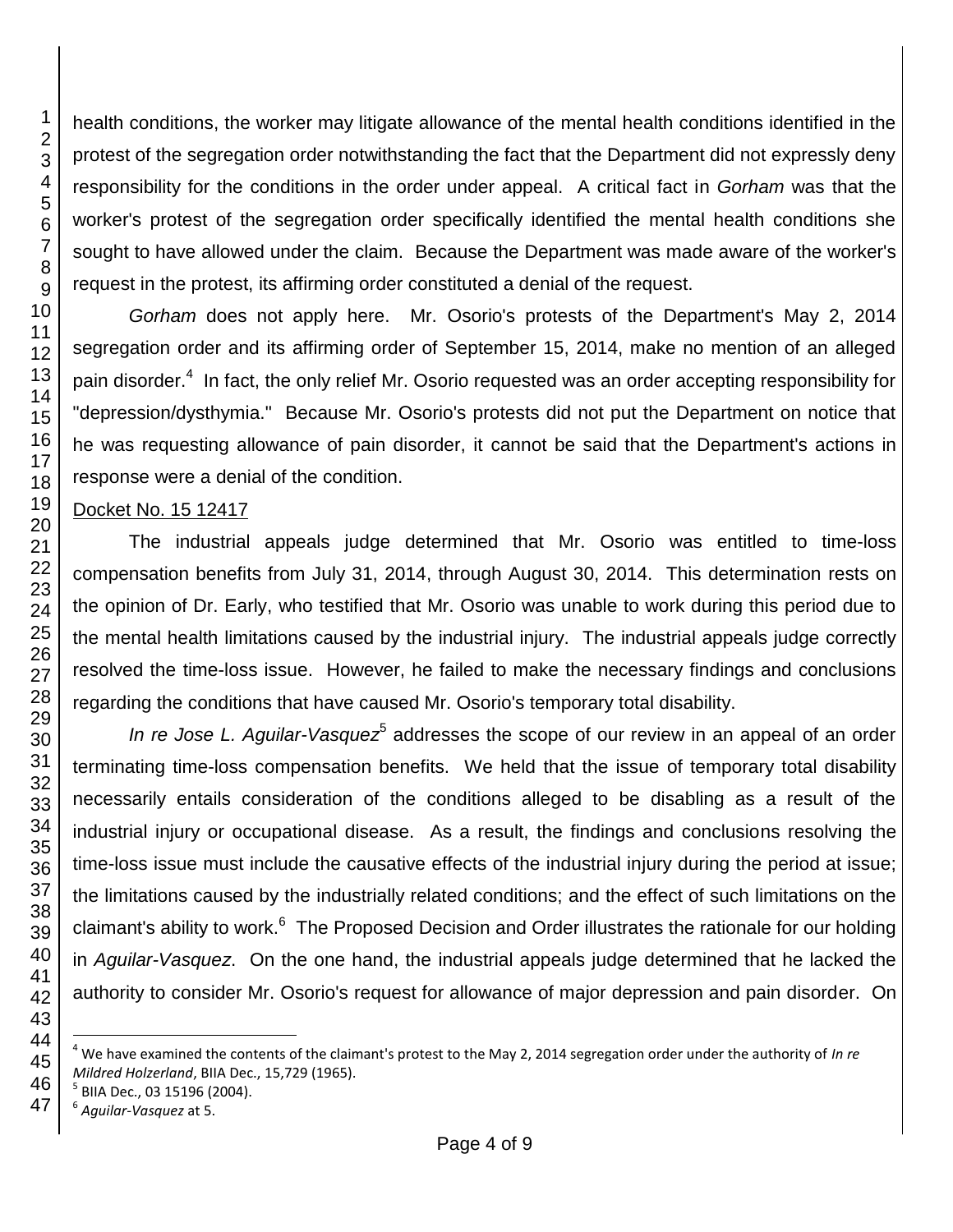health conditions, the worker may litigate allowance of the mental health conditions identified in the protest of the segregation order notwithstanding the fact that the Department did not expressly deny responsibility for the conditions in the order under appeal. A critical fact in *Gorham* was that the worker's protest of the segregation order specifically identified the mental health conditions she sought to have allowed under the claim. Because the Department was made aware of the worker's request in the protest, its affirming order constituted a denial of the request.

*Gorham* does not apply here. Mr. Osorio's protests of the Department's May 2, 2014 segregation order and its affirming order of September 15, 2014, make no mention of an alleged pain disorder.[4] In fact, the only relief Mr. Osorio requested was an order accepting responsibility for "depression/dysthymia." Because Mr. Osorio's protests did not put the Department on notice that he was requesting allowance of pain disorder, it cannot be said that the Department's actions in response were a denial of the condition.

Docket No. 15 12417

The industrial appeals judge determined that Mr. Osorio was entitled to time-loss compensation benefits from July 31, 2014, through August 30, 2014. This determination rests on the opinion of Dr. Early, who testified that Mr. Osorio was unable to work during this period due to the mental health limitations caused by the industrial injury. The industrial appeals judge correctly resolved the time-loss issue. However, he failed to make the necessary findings and conclusions regarding the conditions that have caused Mr. Osorio's temporary total disability.

*In re Jose L. Aguilar-Vasquez*[5] addresses the scope of our review in an appeal of an order terminating time-loss compensation benefits. We held that the issue of temporary total disability necessarily entails consideration of the conditions alleged to be disabling as a result of the industrial injury or occupational disease. As a result, the findings and conclusions resolving the time-loss issue must include the causative effects of the industrial injury during the period at issue; the limitations caused by the industrially related conditions; and the effect of such limitations on the claimant's ability to work.[6] The Proposed Decision and Order illustrates the rationale for our holding in *Aguilar-Vasquez*. On the one hand, the industrial appeals judge determined that he lacked the authority to consider Mr. Osorio's request for allowance of major depression and pain disorder. On

---

[4] We have examined the contents of the claimant's protest to the May 2, 2014 segregation order under the authority of *In re Mildred Holzerland*, BIIA Dec., 15,729 (1965).

[5] BIIA Dec., 03 15196 (2004).

[6] *Aguilar-Vasquez* at 5.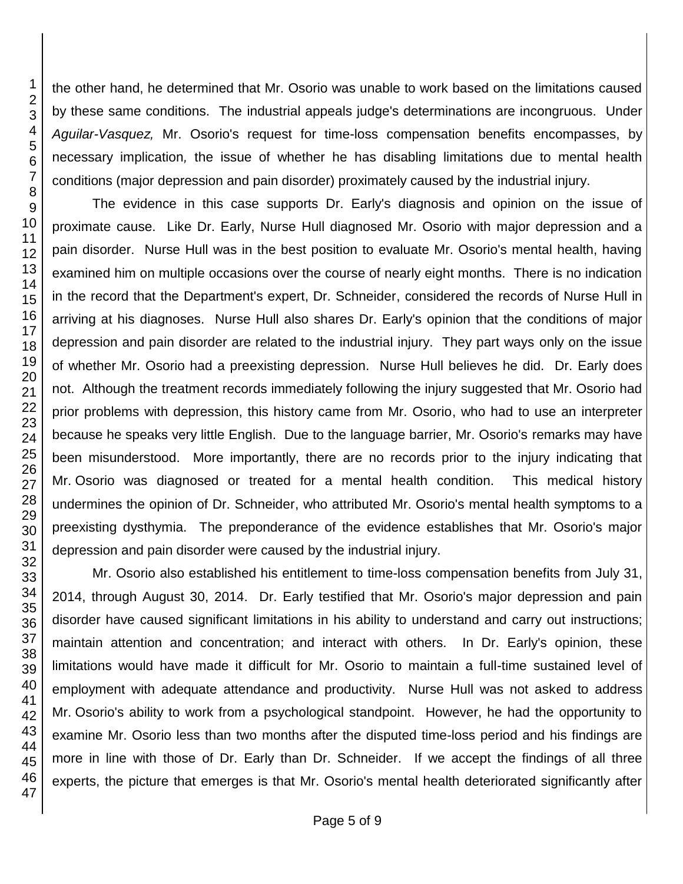the other hand, he determined that Mr. Osorio was unable to work based on the limitations caused by these same conditions. The industrial appeals judge's determinations are incongruous. Under *Aguilar-Vasquez,* Mr. Osorio's request for time-loss compensation benefits encompasses, by necessary implication, the issue of whether he has disabling limitations due to mental health conditions (major depression and pain disorder) proximately caused by the industrial injury.

The evidence in this case supports Dr. Early's diagnosis and opinion on the issue of proximate cause. Like Dr. Early, Nurse Hull diagnosed Mr. Osorio with major depression and a pain disorder. Nurse Hull was in the best position to evaluate Mr. Osorio's mental health, having examined him on multiple occasions over the course of nearly eight months. There is no indication in the record that the Department's expert, Dr. Schneider, considered the records of Nurse Hull in arriving at his diagnoses. Nurse Hull also shares Dr. Early's opinion that the conditions of major depression and pain disorder are related to the industrial injury. They part ways only on the issue of whether Mr. Osorio had a preexisting depression. Nurse Hull believes he did. Dr. Early does not. Although the treatment records immediately following the injury suggested that Mr. Osorio had prior problems with depression, this history came from Mr. Osorio, who had to use an interpreter because he speaks very little English. Due to the language barrier, Mr. Osorio's remarks may have been misunderstood. More importantly, there are no records prior to the injury indicating that Mr. Osorio was diagnosed or treated for a mental health condition. This medical history undermines the opinion of Dr. Schneider, who attributed Mr. Osorio's mental health symptoms to a preexisting dysthymia. The preponderance of the evidence establishes that Mr. Osorio's major depression and pain disorder were caused by the industrial injury.

Mr. Osorio also established his entitlement to time-loss compensation benefits from July 31, 2014, through August 30, 2014. Dr. Early testified that Mr. Osorio's major depression and pain disorder have caused significant limitations in his ability to understand and carry out instructions; maintain attention and concentration; and interact with others. In Dr. Early's opinion, these limitations would have made it difficult for Mr. Osorio to maintain a full-time sustained level of employment with adequate attendance and productivity. Nurse Hull was not asked to address Mr. Osorio's ability to work from a psychological standpoint. However, he had the opportunity to examine Mr. Osorio less than two months after the disputed time-loss period and his findings are more in line with those of Dr. Early than Dr. Schneider. If we accept the findings of all three experts, the picture that emerges is that Mr. Osorio's mental health deteriorated significantly after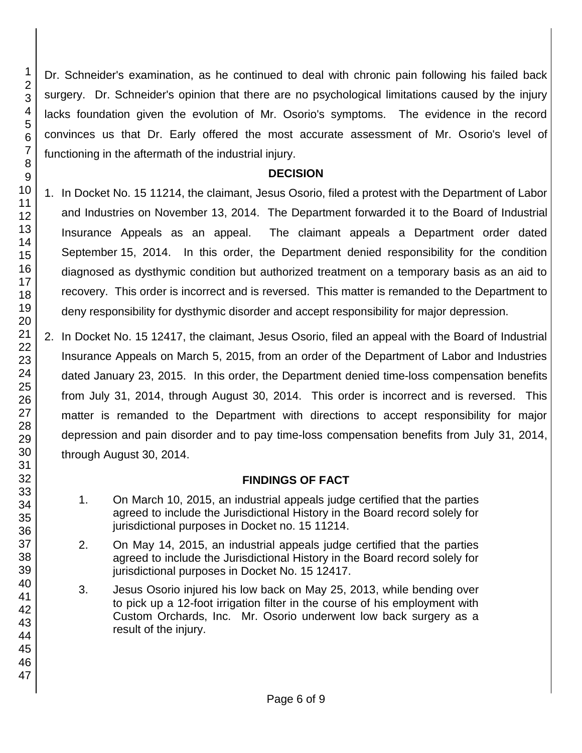Dr. Schneider's examination, as he continued to deal with chronic pain following his failed back surgery. Dr. Schneider's opinion that there are no psychological limitations caused by the injury lacks foundation given the evolution of Mr. Osorio's symptoms. The evidence in the record convinces us that Dr. Early offered the most accurate assessment of Mr. Osorio's level of functioning in the aftermath of the industrial injury.

## DECISION

1. In Docket No. 15 11214, the claimant, Jesus Osorio, filed a protest with the Department of Labor and Industries on November 13, 2014. The Department forwarded it to the Board of Industrial Insurance Appeals as an appeal. The claimant appeals a Department order dated September 15, 2014. In this order, the Department denied responsibility for the condition diagnosed as dysthymic condition but authorized treatment on a temporary basis as an aid to recovery. This order is incorrect and is reversed. This matter is remanded to the Department to deny responsibility for dysthymic disorder and accept responsibility for major depression.

2. In Docket No. 15 12417, the claimant, Jesus Osorio, filed an appeal with the Board of Industrial Insurance Appeals on March 5, 2015, from an order of the Department of Labor and Industries dated January 23, 2015. In this order, the Department denied time-loss compensation benefits from July 31, 2014, through August 30, 2014. This order is incorrect and is reversed. This matter is remanded to the Department with directions to accept responsibility for major depression and pain disorder and to pay time-loss compensation benefits from July 31, 2014, through August 30, 2014.

## FINDINGS OF FACT

1. On March 10, 2015, an industrial appeals judge certified that the parties agreed to include the Jurisdictional History in the Board record solely for jurisdictional purposes in Docket no. 15 11214.

2. On May 14, 2015, an industrial appeals judge certified that the parties agreed to include the Jurisdictional History in the Board record solely for jurisdictional purposes in Docket No. 15 12417.

3. Jesus Osorio injured his low back on May 25, 2013, while bending over to pick up a 12-foot irrigation filter in the course of his employment with Custom Orchards, Inc. Mr. Osorio underwent low back surgery as a result of the injury.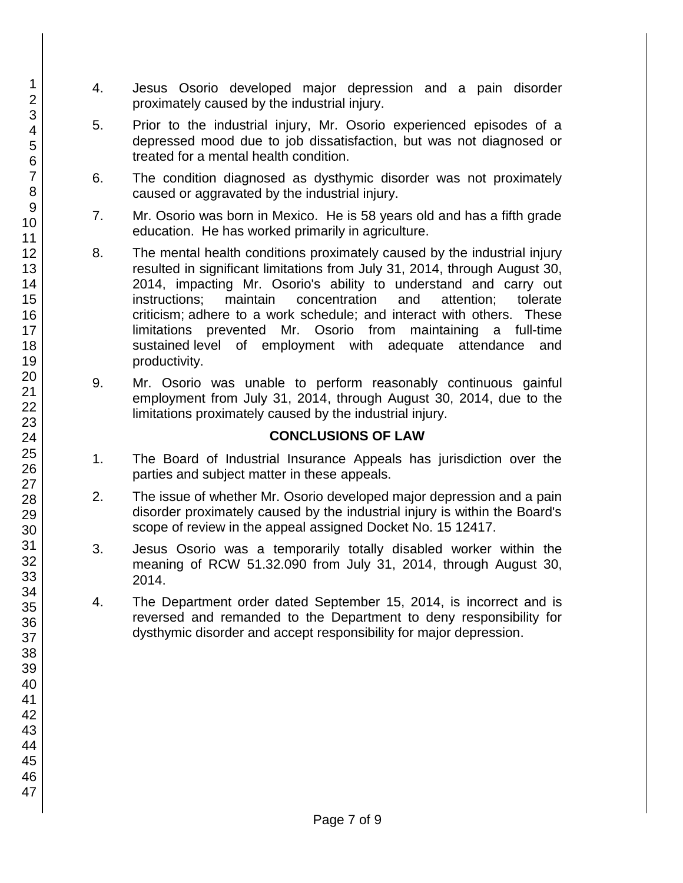4. Jesus Osorio developed major depression and a pain disorder proximately caused by the industrial injury.

5. Prior to the industrial injury, Mr. Osorio experienced episodes of a depressed mood due to job dissatisfaction, but was not diagnosed or treated for a mental health condition.

6. The condition diagnosed as dysthymic disorder was not proximately caused or aggravated by the industrial injury.

7. Mr. Osorio was born in Mexico. He is 58 years old and has a fifth grade education. He has worked primarily in agriculture.

8. The mental health conditions proximately caused by the industrial injury resulted in significant limitations from July 31, 2014, through August 30, 2014, impacting Mr. Osorio's ability to understand and carry out instructions; maintain concentration and attention; tolerate criticism; adhere to a work schedule; and interact with others. These limitations prevented Mr. Osorio from maintaining a full-time sustained level of employment with adequate attendance and productivity.

9. Mr. Osorio was unable to perform reasonably continuous gainful employment from July 31, 2014, through August 30, 2014, due to the limitations proximately caused by the industrial injury.

## CONCLUSIONS OF LAW

1. The Board of Industrial Insurance Appeals has jurisdiction over the parties and subject matter in these appeals.

2. The issue of whether Mr. Osorio developed major depression and a pain disorder proximately caused by the industrial injury is within the Board's scope of review in the appeal assigned Docket No. 15 12417.

3. Jesus Osorio was a temporarily totally disabled worker within the meaning of RCW 51.32.090 from July 31, 2014, through August 30, 2014.

4. The Department order dated September 15, 2014, is incorrect and is reversed and remanded to the Department to deny responsibility for dysthymic disorder and accept responsibility for major depression.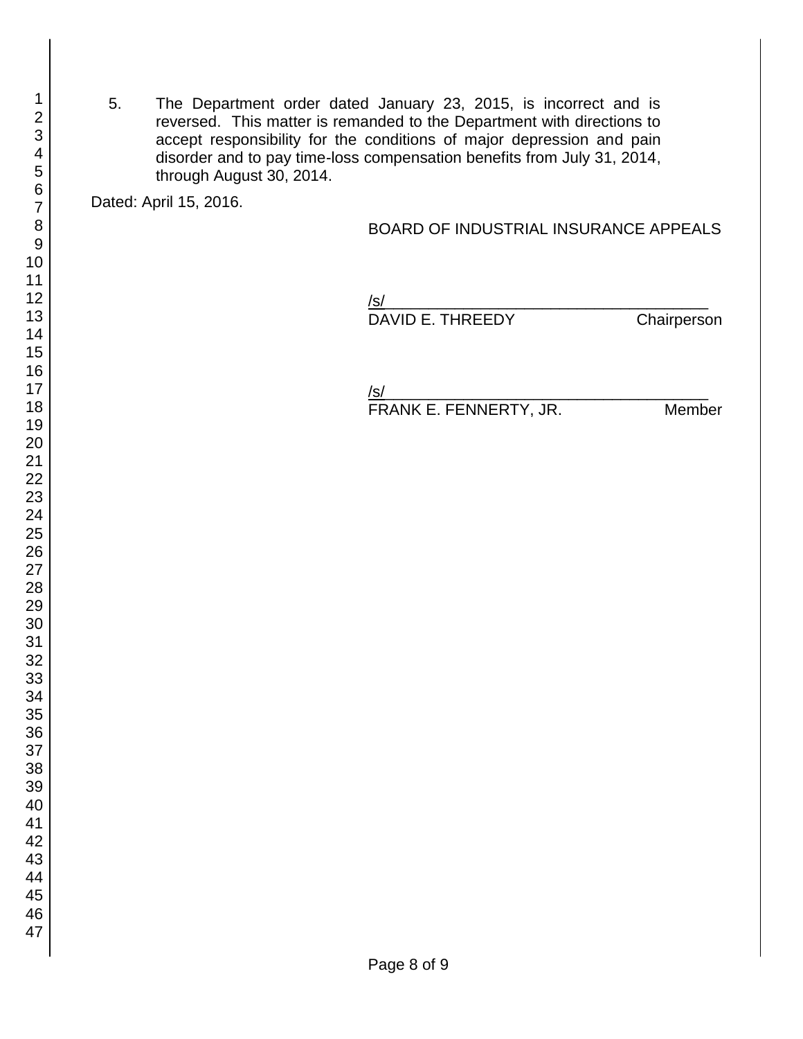5. The Department order dated January 23, 2015, is incorrect and is reversed. This matter is remanded to the Department with directions to accept responsibility for the conditions of major depression and pain disorder and to pay time-loss compensation benefits from July 31, 2014, through August 30, 2014.

Dated: April 15, 2016.

BOARD OF INDUSTRIAL INSURANCE APPEALS

/s/\_\_\_\_\_\_\_\_\_\_\_\_\_\_\_\_\_\_\_\_\_\_\_\_\_\_\_\_\_\_\_\_\_\_\_\_
DAVID E. THREEDY Chairperson

/s/\_\_\_\_\_\_\_\_\_\_\_\_\_\_\_\_\_\_\_\_\_\_\_\_\_\_\_\_\_\_\_\_\_\_\_\_
FRANK E. FENNERTY, JR. Member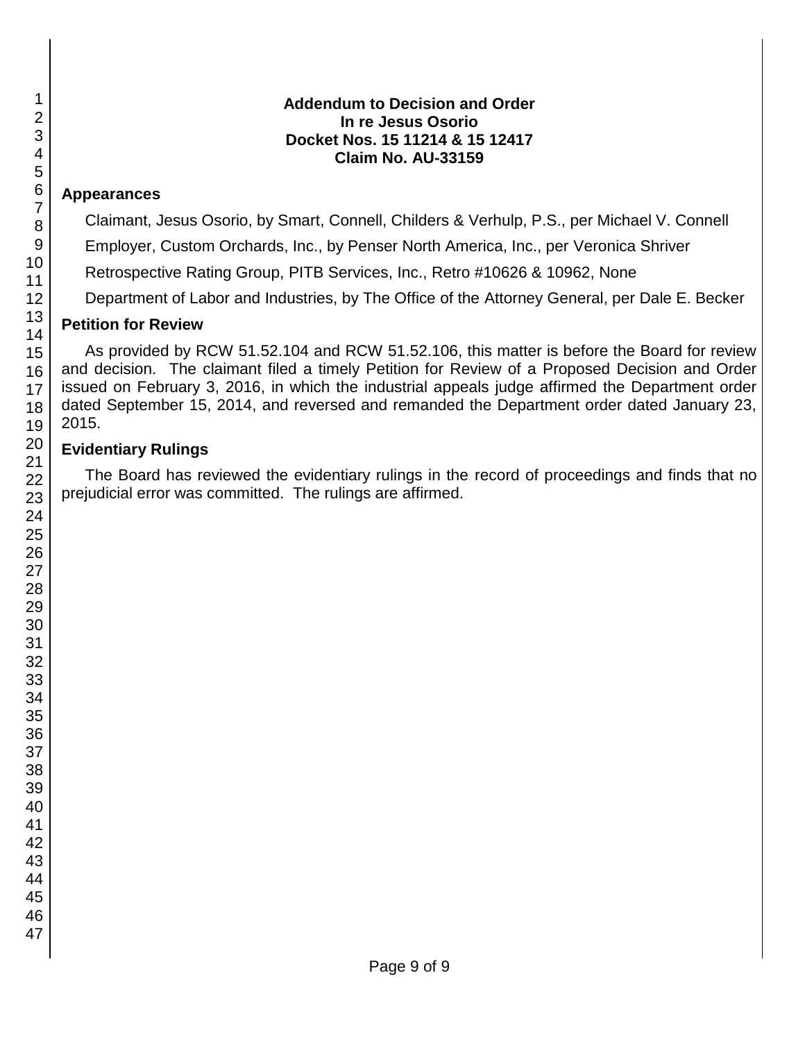**Addendum to Decision and Order**
**In re Jesus Osorio**
**Docket Nos. 15 11214 & 15 12417**
**Claim No. AU-33159**

## Appearances

Claimant, Jesus Osorio, by Smart, Connell, Childers & Verhulp, P.S., per Michael V. Connell

Employer, Custom Orchards, Inc., by Penser North America, Inc., per Veronica Shriver

Retrospective Rating Group, PITB Services, Inc., Retro #10626 & 10962, None

Department of Labor and Industries, by The Office of the Attorney General, per Dale E. Becker

## Petition for Review

As provided by RCW 51.52.104 and RCW 51.52.106, this matter is before the Board for review and decision. The claimant filed a timely Petition for Review of a Proposed Decision and Order issued on February 3, 2016, in which the industrial appeals judge affirmed the Department order dated September 15, 2014, and reversed and remanded the Department order dated January 23, 2015.

## Evidentiary Rulings

The Board has reviewed the evidentiary rulings in the record of proceedings and finds that no prejudicial error was committed. The rulings are affirmed.